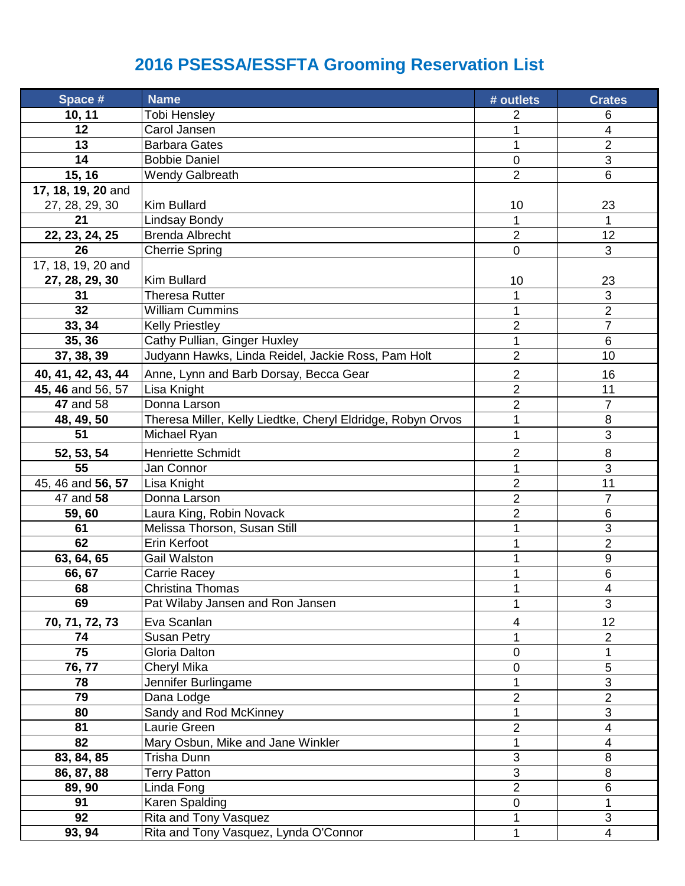# 2016 PSESSA/ESSFTA Grooming Reservation List

| Space # | Name | # outlets | Crates |
|---|---|---|---|
| **10, 11** | Tobi Hensley | 2 | 6 |
| **12** | Carol Jansen | 1 | 4 |
| **13** | Barbara Gates | 1 | 2 |
| **14** | Bobbie Daniel | 0 | 3 |
| **15, 16** | Wendy Galbreath | 2 | 6 |
| **17, 18, 19, 20** and 27, 28, 29, 30 | Kim Bullard | 10 | 23 |
| **21** | Lindsay Bondy | 1 | 1 |
| **22, 23, 24, 25** | Brenda Albrecht | 2 | 12 |
| **26** | Cherrie Spring | 0 | 3 |
| 17, 18, 19, 20 and **27, 28, 29, 30** | Kim Bullard | 10 | 23 |
| **31** | Theresa Rutter | 1 | 3 |
| **32** | William Cummins | 1 | 2 |
| **33, 34** | Kelly Priestley | 2 | 7 |
| **35, 36** | Cathy Pullian, Ginger Huxley | 1 | 6 |
| **37, 38, 39** | Judyann Hawks, Linda Reidel, Jackie Ross, Pam Holt | 2 | 10 |
| **40, 41, 42, 43, 44** | Anne, Lynn and Barb Dorsay, Becca Gear | 2 | 16 |
| **45, 46** and 56, 57 | Lisa Knight | 2 | 11 |
| **47** and 58 | Donna Larson | 2 | 7 |
| **48, 49, 50** | Theresa Miller, Kelly Liedtke, Cheryl Eldridge, Robyn Orvos | 1 | 8 |
| **51** | Michael Ryan | 1 | 3 |
| **52, 53, 54** | Henriette Schmidt | 2 | 8 |
| **55** | Jan Connor | 1 | 3 |
| 45, 46 and **56, 57** | Lisa Knight | 2 | 11 |
| 47 and **58** | Donna Larson | 2 | 7 |
| **59, 60** | Laura King, Robin Novack | 2 | 6 |
| **61** | Melissa Thorson, Susan Still | 1 | 3 |
| **62** | Erin Kerfoot | 1 | 2 |
| **63, 64, 65** | Gail Walston | 1 | 9 |
| **66, 67** | Carrie Racey | 1 | 6 |
| **68** | Christina Thomas | 1 | 4 |
| **69** | Pat Wilaby Jansen and Ron Jansen | 1 | 3 |
| **70, 71, 72, 73** | Eva Scanlan | 4 | 12 |
| **74** | Susan Petry | 1 | 2 |
| **75** | Gloria Dalton | 0 | 1 |
| **76, 77** | Cheryl Mika | 0 | 5 |
| **78** | Jennifer Burlingame | 1 | 3 |
| **79** | Dana Lodge | 2 | 2 |
| **80** | Sandy and Rod McKinney | 1 | 3 |
| **81** | Laurie Green | 2 | 4 |
| **82** | Mary Osbun, Mike and Jane Winkler | 1 | 4 |
| **83, 84, 85** | Trisha Dunn | 3 | 8 |
| **86, 87, 88** | Terry Patton | 3 | 8 |
| **89, 90** | Linda Fong | 2 | 6 |
| **91** | Karen Spalding | 0 | 1 |
| **92** | Rita and Tony Vasquez | 1 | 3 |
| **93, 94** | Rita and Tony Vasquez, Lynda O'Connor | 1 | 4 |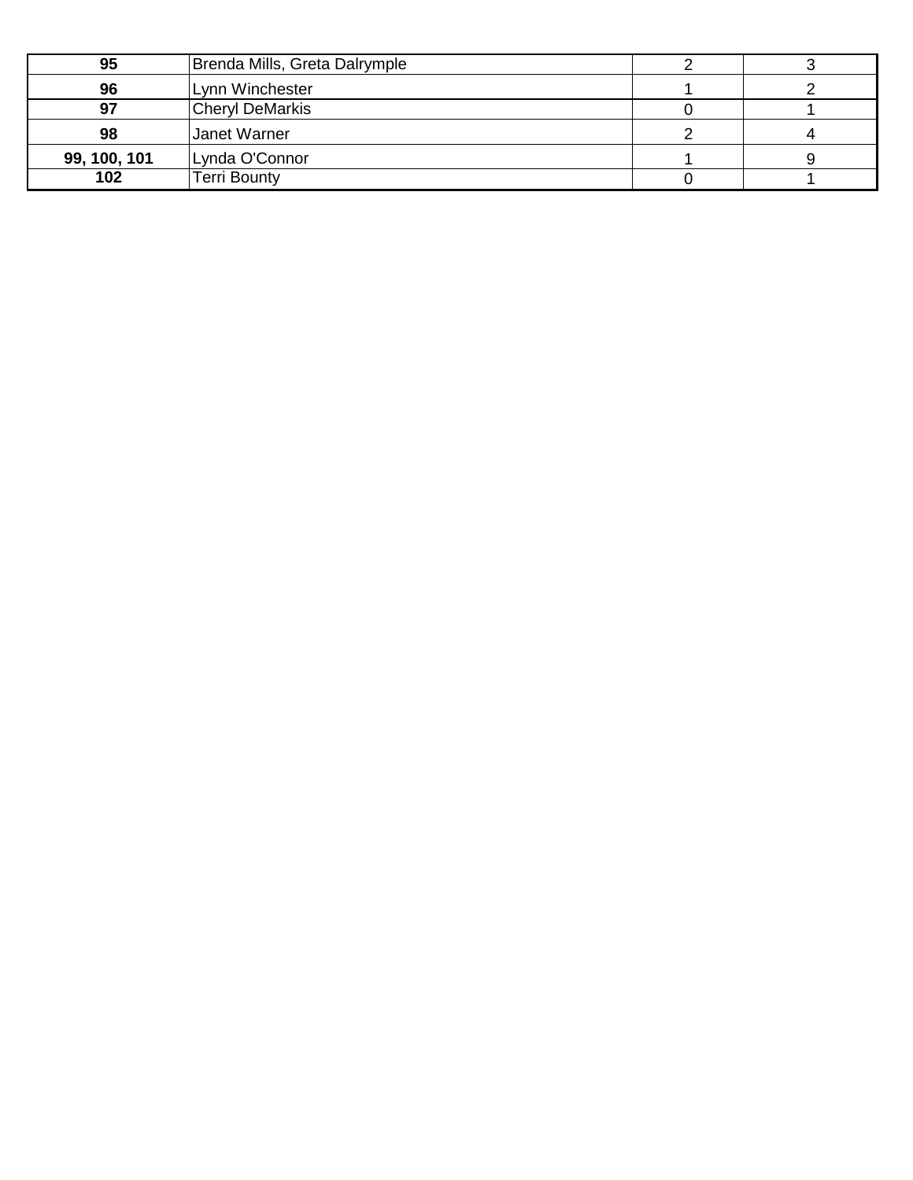| | | | |
|---|---|---|---|
| **95** | Brenda Mills, Greta Dalrymple | 2 | 3 |
| **96** | Lynn Winchester | 1 | 2 |
| **97** | Cheryl DeMarkis | 0 | 1 |
| **98** | Janet Warner | 2 | 4 |
| **99, 100, 101** | Lynda O'Connor | 1 | 9 |
| **102** | Terri Bounty | 0 | 1 |